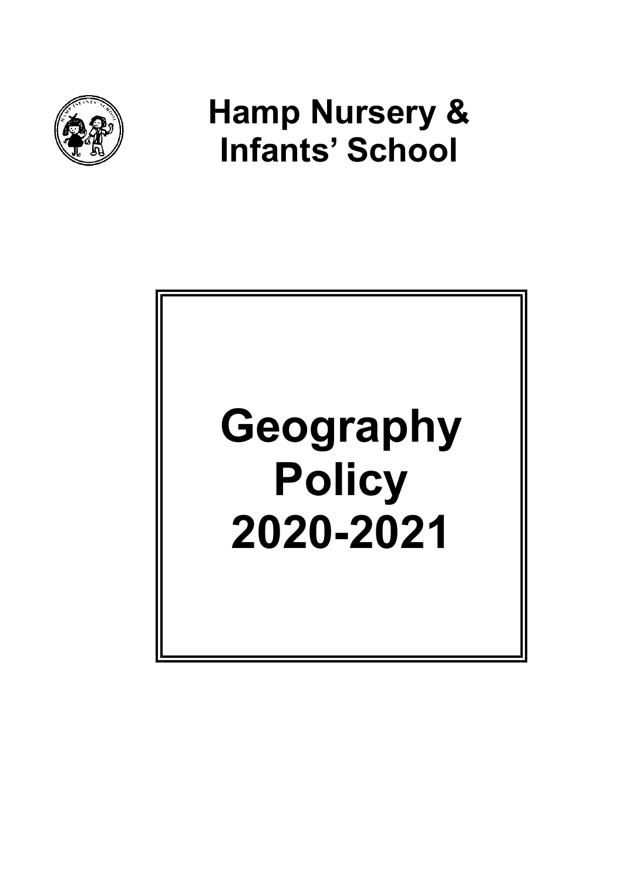# Hamp Nursery & Infants' School

# Geography Policy 2020-2021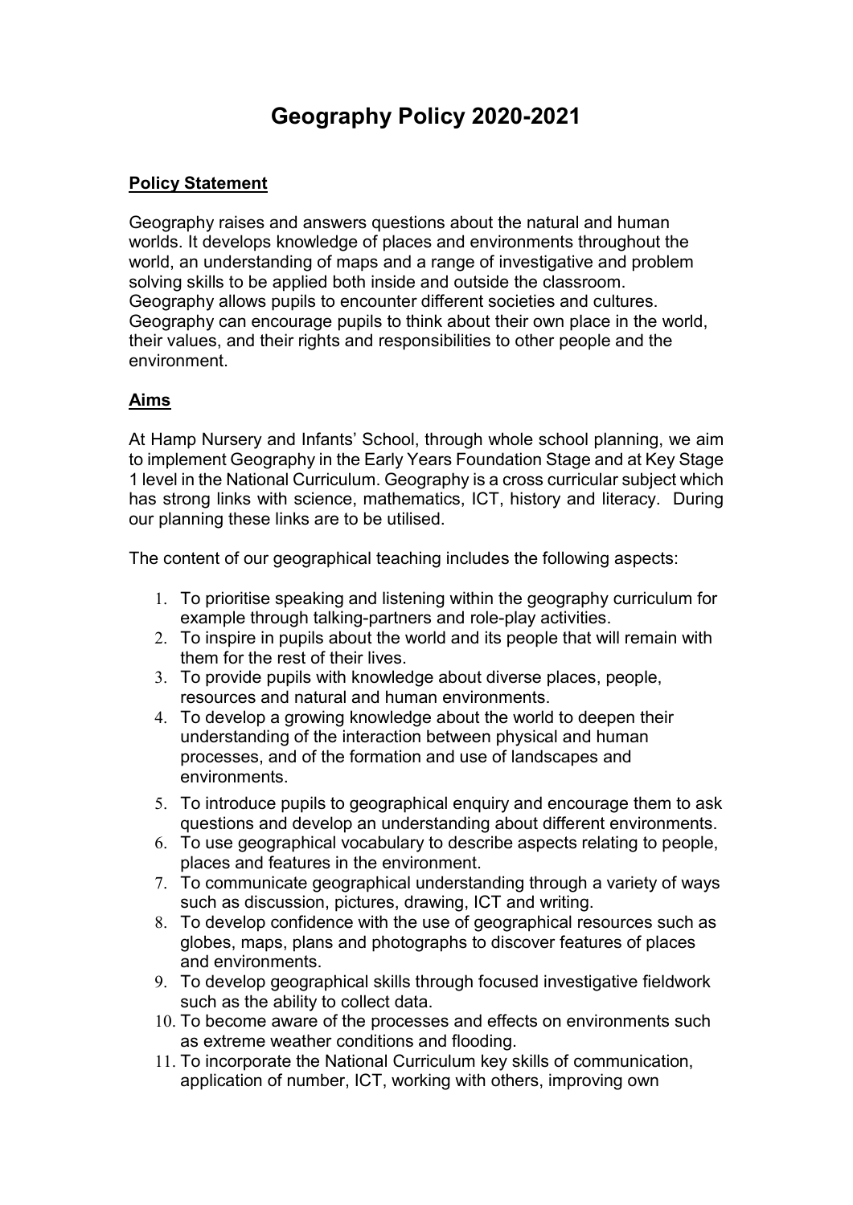# Geography Policy 2020-2021

## Policy Statement

Geography raises and answers questions about the natural and human worlds. It develops knowledge of places and environments throughout the world, an understanding of maps and a range of investigative and problem solving skills to be applied both inside and outside the classroom. Geography allows pupils to encounter different societies and cultures. Geography can encourage pupils to think about their own place in the world, their values, and their rights and responsibilities to other people and the environment.

## Aims

At Hamp Nursery and Infants' School, through whole school planning, we aim to implement Geography in the Early Years Foundation Stage and at Key Stage 1 level in the National Curriculum. Geography is a cross curricular subject which has strong links with science, mathematics, ICT, history and literacy. During our planning these links are to be utilised.

The content of our geographical teaching includes the following aspects:

1. To prioritise speaking and listening within the geography curriculum for example through talking-partners and role-play activities.
2. To inspire in pupils about the world and its people that will remain with them for the rest of their lives.
3. To provide pupils with knowledge about diverse places, people, resources and natural and human environments.
4. To develop a growing knowledge about the world to deepen their understanding of the interaction between physical and human processes, and of the formation and use of landscapes and environments.
5. To introduce pupils to geographical enquiry and encourage them to ask questions and develop an understanding about different environments.
6. To use geographical vocabulary to describe aspects relating to people, places and features in the environment.
7. To communicate geographical understanding through a variety of ways such as discussion, pictures, drawing, ICT and writing.
8. To develop confidence with the use of geographical resources such as globes, maps, plans and photographs to discover features of places and environments.
9. To develop geographical skills through focused investigative fieldwork such as the ability to collect data.
10. To become aware of the processes and effects on environments such as extreme weather conditions and flooding.
11. To incorporate the National Curriculum key skills of communication, application of number, ICT, working with others, improving own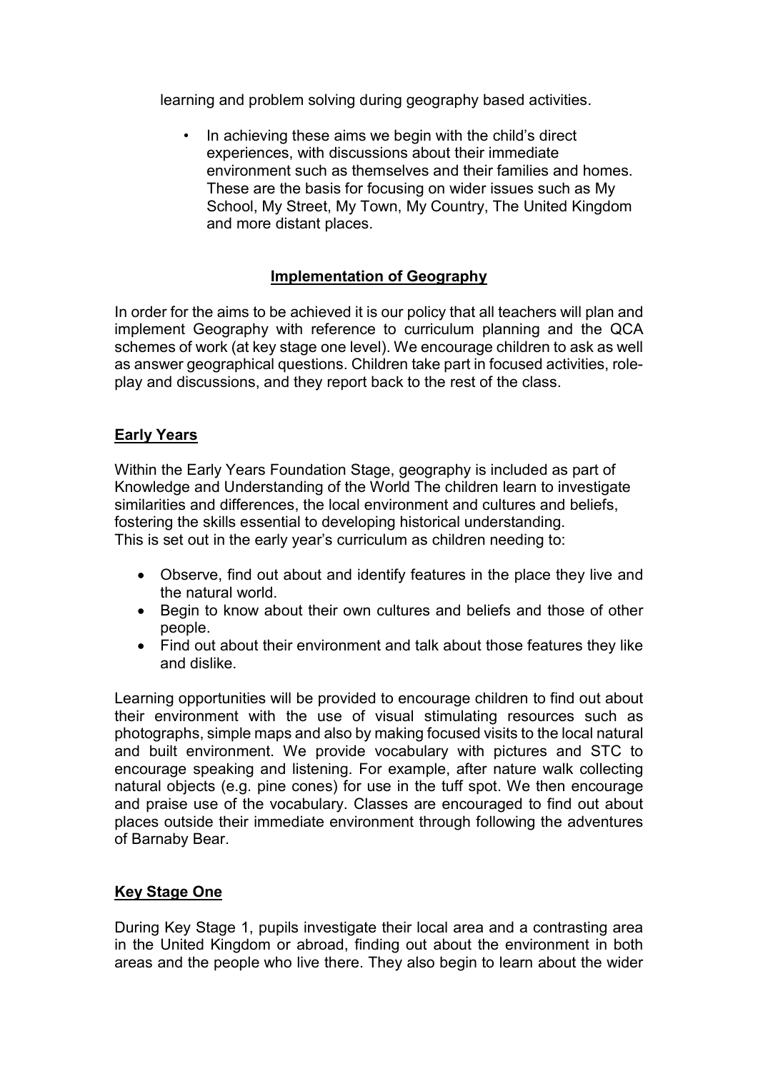learning and problem solving during geography based activities.

- In achieving these aims we begin with the child's direct experiences, with discussions about their immediate environment such as themselves and their families and homes. These are the basis for focusing on wider issues such as My School, My Street, My Town, My Country, The United Kingdom and more distant places.

## Implementation of Geography

In order for the aims to be achieved it is our policy that all teachers will plan and implement Geography with reference to curriculum planning and the QCA schemes of work (at key stage one level). We encourage children to ask as well as answer geographical questions. Children take part in focused activities, role-play and discussions, and they report back to the rest of the class.

## Early Years

Within the Early Years Foundation Stage, geography is included as part of Knowledge and Understanding of the World The children learn to investigate similarities and differences, the local environment and cultures and beliefs, fostering the skills essential to developing historical understanding.
This is set out in the early year's curriculum as children needing to:

- Observe, find out about and identify features in the place they live and the natural world.
- Begin to know about their own cultures and beliefs and those of other people.
- Find out about their environment and talk about those features they like and dislike.

Learning opportunities will be provided to encourage children to find out about their environment with the use of visual stimulating resources such as photographs, simple maps and also by making focused visits to the local natural and built environment. We provide vocabulary with pictures and STC to encourage speaking and listening. For example, after nature walk collecting natural objects (e.g. pine cones) for use in the tuff spot. We then encourage and praise use of the vocabulary. Classes are encouraged to find out about places outside their immediate environment through following the adventures of Barnaby Bear.

## Key Stage One

During Key Stage 1, pupils investigate their local area and a contrasting area in the United Kingdom or abroad, finding out about the environment in both areas and the people who live there. They also begin to learn about the wider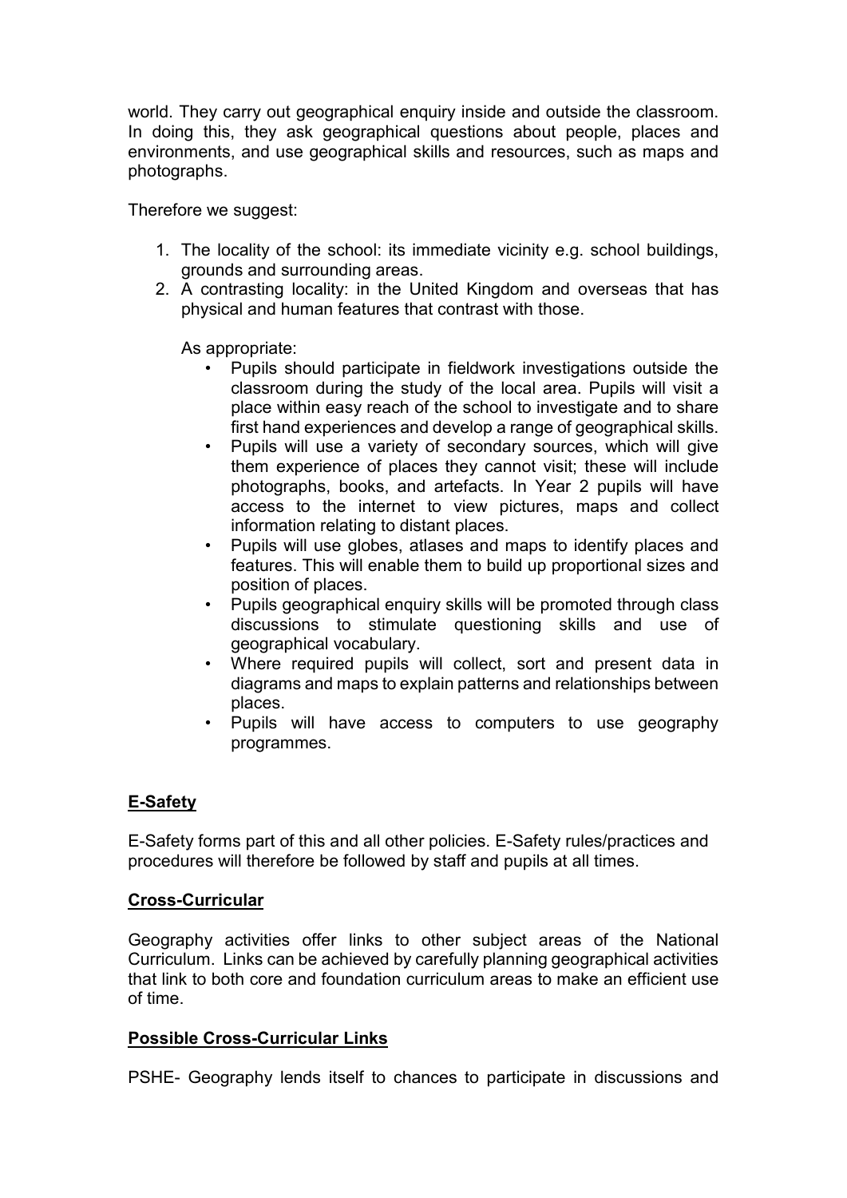world. They carry out geographical enquiry inside and outside the classroom. In doing this, they ask geographical questions about people, places and environments, and use geographical skills and resources, such as maps and photographs.

Therefore we suggest:

1. The locality of the school: its immediate vicinity e.g. school buildings, grounds and surrounding areas.
2. A contrasting locality: in the United Kingdom and overseas that has physical and human features that contrast with those.

   As appropriate:

   - Pupils should participate in fieldwork investigations outside the classroom during the study of the local area. Pupils will visit a place within easy reach of the school to investigate and to share first hand experiences and develop a range of geographical skills.
   - Pupils will use a variety of secondary sources, which will give them experience of places they cannot visit; these will include photographs, books, and artefacts. In Year 2 pupils will have access to the internet to view pictures, maps and collect information relating to distant places.
   - Pupils will use globes, atlases and maps to identify places and features. This will enable them to build up proportional sizes and position of places.
   - Pupils geographical enquiry skills will be promoted through class discussions to stimulate questioning skills and use of geographical vocabulary.
   - Where required pupils will collect, sort and present data in diagrams and maps to explain patterns and relationships between places.
   - Pupils will have access to computers to use geography programmes.

## E-Safety

E-Safety forms part of this and all other policies. E-Safety rules/practices and procedures will therefore be followed by staff and pupils at all times.

## Cross-Curricular

Geography activities offer links to other subject areas of the National Curriculum. Links can be achieved by carefully planning geographical activities that link to both core and foundation curriculum areas to make an efficient use of time.

## Possible Cross-Curricular Links

PSHE- Geography lends itself to chances to participate in discussions and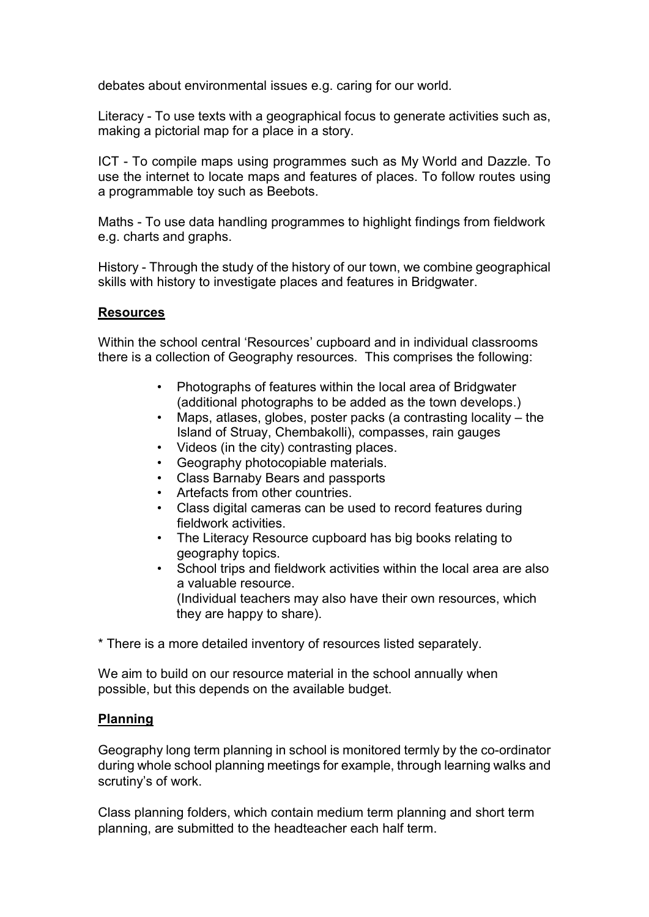debates about environmental issues e.g. caring for our world.

Literacy - To use texts with a geographical focus to generate activities such as, making a pictorial map for a place in a story.

ICT - To compile maps using programmes such as My World and Dazzle. To use the internet to locate maps and features of places. To follow routes using a programmable toy such as Beebots.

Maths - To use data handling programmes to highlight findings from fieldwork e.g. charts and graphs.

History - Through the study of the history of our town, we combine geographical skills with history to investigate places and features in Bridgwater.

## Resources

Within the school central 'Resources' cupboard and in individual classrooms there is a collection of Geography resources. This comprises the following:

- Photographs of features within the local area of Bridgwater (additional photographs to be added as the town develops.)
- Maps, atlases, globes, poster packs (a contrasting locality – the Island of Struay, Chembakolli), compasses, rain gauges
- Videos (in the city) contrasting places.
- Geography photocopiable materials.
- Class Barnaby Bears and passports
- Artefacts from other countries.
- Class digital cameras can be used to record features during fieldwork activities.
- The Literacy Resource cupboard has big books relating to geography topics.
- School trips and fieldwork activities within the local area are also a valuable resource.
  (Individual teachers may also have their own resources, which they are happy to share).

* There is a more detailed inventory of resources listed separately.

We aim to build on our resource material in the school annually when possible, but this depends on the available budget.

## Planning

Geography long term planning in school is monitored termly by the co-ordinator during whole school planning meetings for example, through learning walks and scrutiny's of work.

Class planning folders, which contain medium term planning and short term planning, are submitted to the headteacher each half term.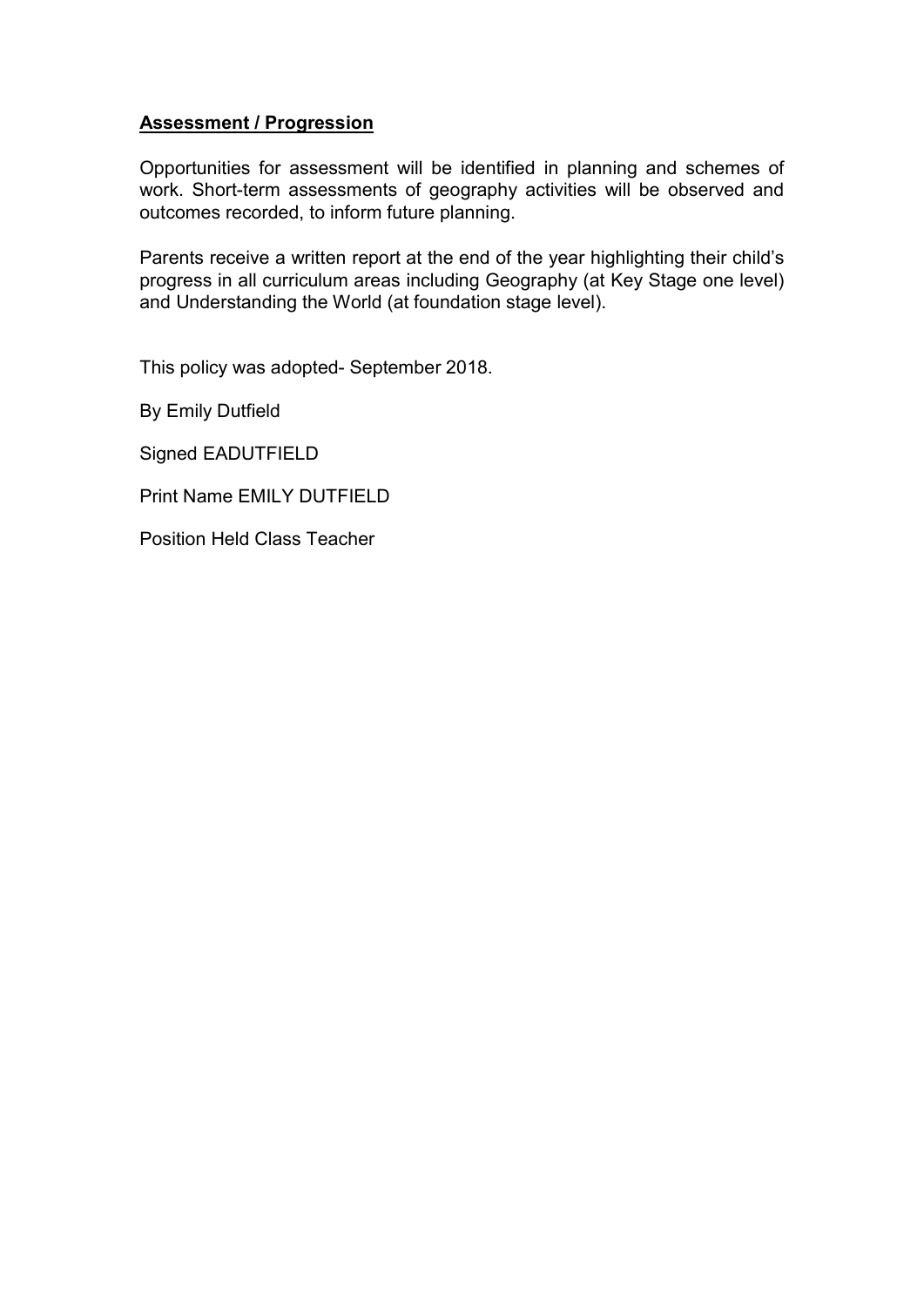## **Assessment / Progression**

Opportunities for assessment will be identified in planning and schemes of work. Short-term assessments of geography activities will be observed and outcomes recorded, to inform future planning.

Parents receive a written report at the end of the year highlighting their child's progress in all curriculum areas including Geography (at Key Stage one level) and Understanding the World (at foundation stage level).

This policy was adopted- September 2018.

By Emily Dutfield

Signed EADUTFIELD

Print Name EMILY DUTFIELD

Position Held Class Teacher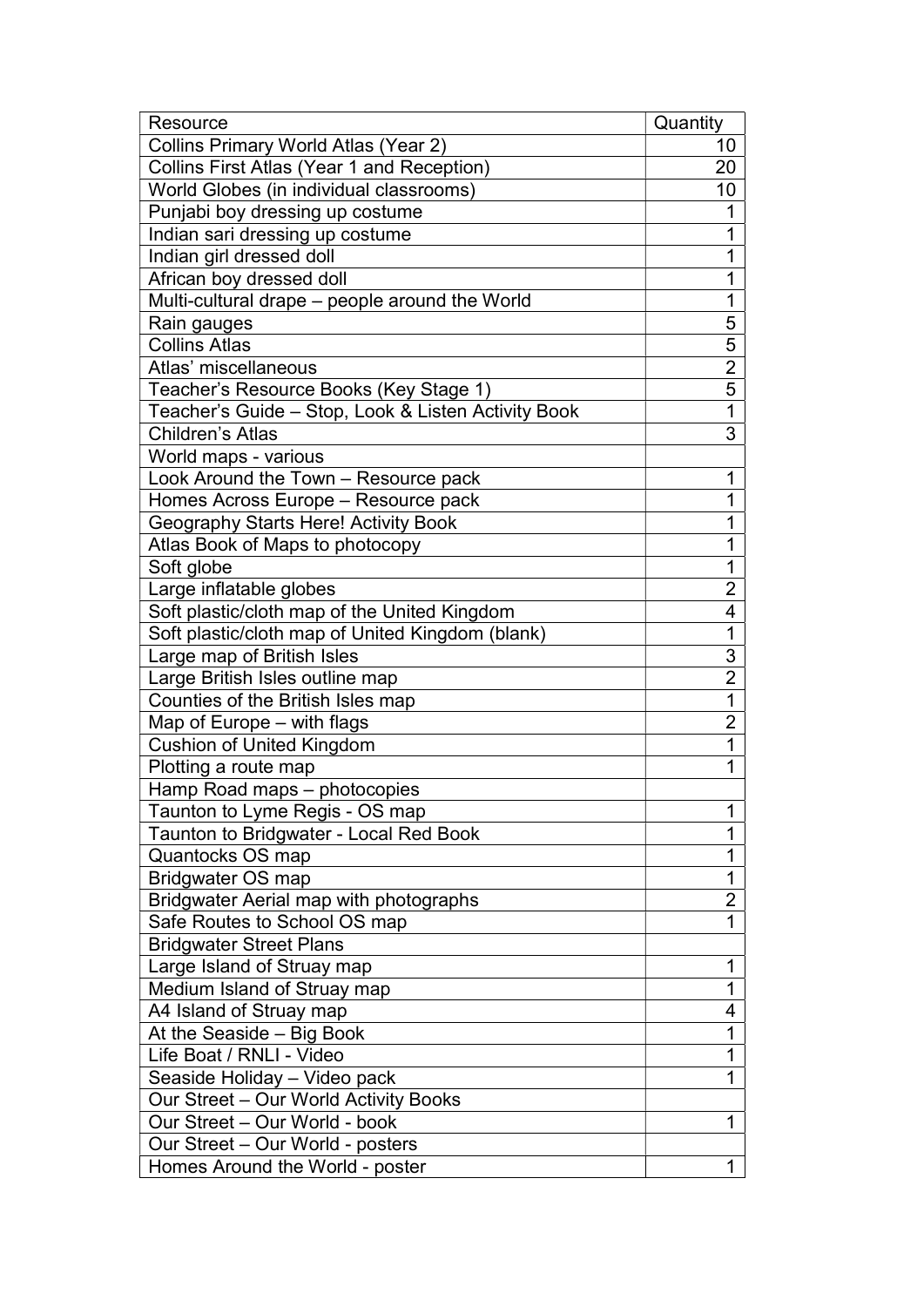| Resource | Quantity |
| --- | --- |
| Collins Primary World Atlas (Year 2) | 10 |
| Collins First Atlas (Year 1 and Reception) | 20 |
| World Globes (in individual classrooms) | 10 |
| Punjabi boy dressing up costume | 1 |
| Indian sari dressing up costume | 1 |
| Indian girl dressed doll | 1 |
| African boy dressed doll | 1 |
| Multi-cultural drape – people around the World | 1 |
| Rain gauges | 5 |
| Collins Atlas | 5 |
| Atlas' miscellaneous | 2 |
| Teacher's Resource Books (Key Stage 1) | 5 |
| Teacher's Guide – Stop, Look & Listen Activity Book | 1 |
| Children's Atlas | 3 |
| World maps - various | |
| Look Around the Town – Resource pack | 1 |
| Homes Across Europe – Resource pack | 1 |
| Geography Starts Here! Activity Book | 1 |
| Atlas Book of Maps to photocopy | 1 |
| Soft globe | 1 |
| Large inflatable globes | 2 |
| Soft plastic/cloth map of the United Kingdom | 4 |
| Soft plastic/cloth map of United Kingdom (blank) | 1 |
| Large map of British Isles | 3 |
| Large British Isles outline map | 2 |
| Counties of the British Isles map | 1 |
| Map of Europe – with flags | 2 |
| Cushion of United Kingdom | 1 |
| Plotting a route map | 1 |
| Hamp Road maps – photocopies | |
| Taunton to Lyme Regis - OS map | 1 |
| Taunton to Bridgwater - Local Red Book | 1 |
| Quantocks OS map | 1 |
| Bridgwater OS map | 1 |
| Bridgwater Aerial map with photographs | 2 |
| Safe Routes to School OS map | 1 |
| Bridgwater Street Plans | |
| Large Island of Struay map | 1 |
| Medium Island of Struay map | 1 |
| A4 Island of Struay map | 4 |
| At the Seaside – Big Book | 1 |
| Life Boat / RNLI - Video | 1 |
| Seaside Holiday – Video pack | 1 |
| Our Street – Our World Activity Books | |
| Our Street – Our World - book | 1 |
| Our Street – Our World - posters | |
| Homes Around the World - poster | 1 |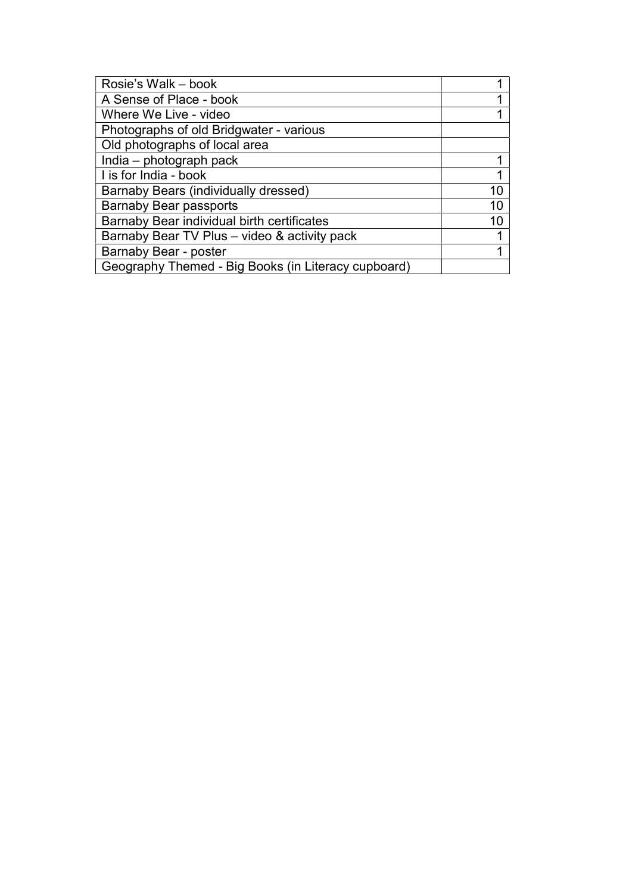| | |
|---|---|
| Rosie's Walk – book | 1 |
| A Sense of Place - book | 1 |
| Where We Live - video | 1 |
| Photographs of old Bridgwater - various | |
| Old photographs of local area | |
| India – photograph pack | 1 |
| I is for India - book | 1 |
| Barnaby Bears (individually dressed) | 10 |
| Barnaby Bear passports | 10 |
| Barnaby Bear individual birth certificates | 10 |
| Barnaby Bear TV Plus – video & activity pack | 1 |
| Barnaby Bear - poster | 1 |
| Geography Themed - Big Books (in Literacy cupboard) | |